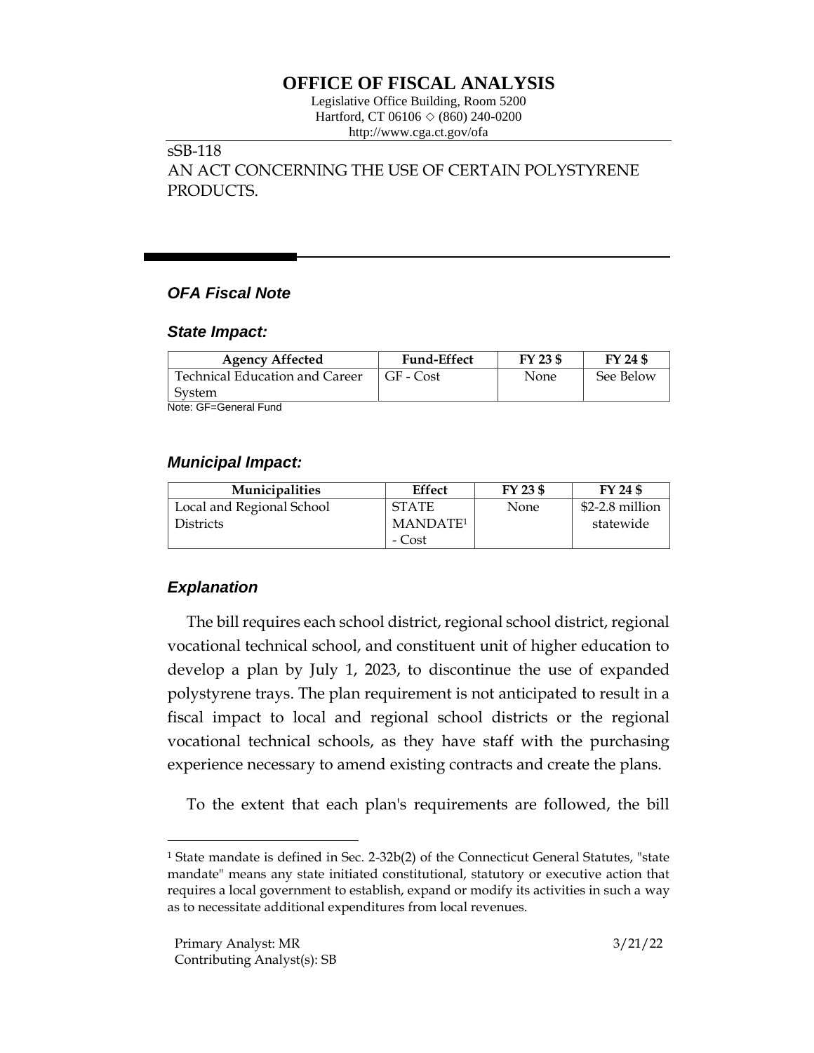# OFFICE OF FISCAL ANALYSIS

Legislative Office Building, Room 5200
Hartford, CT 06106 ◇ (860) 240-0200
http://www.cga.ct.gov/ofa

sSB-118
AN ACT CONCERNING THE USE OF CERTAIN POLYSTYRENE PRODUCTS.

## *OFA Fiscal Note*

### *State Impact:*

| Agency Affected | Fund-Effect | FY 23 $ | FY 24 $ |
|---|---|---|---|
| Technical Education and Career System | GF - Cost | None | See Below |

Note: GF=General Fund

### *Municipal Impact:*

| Municipalities | Effect | FY 23 $ | FY 24 $ |
|---|---|---|---|
| Local and Regional School Districts | STATE MANDATE[1] - Cost | None | $2-2.8 million statewide |

### *Explanation*

The bill requires each school district, regional school district, regional vocational technical school, and constituent unit of higher education to develop a plan by July 1, 2023, to discontinue the use of expanded polystyrene trays. The plan requirement is not anticipated to result in a fiscal impact to local and regional school districts or the regional vocational technical schools, as they have staff with the purchasing experience necessary to amend existing contracts and create the plans.

To the extent that each plan's requirements are followed, the bill

[1] State mandate is defined in Sec. 2-32b(2) of the Connecticut General Statutes, "state mandate" means any state initiated constitutional, statutory or executive action that requires a local government to establish, expand or modify its activities in such a way as to necessitate additional expenditures from local revenues.

Primary Analyst: MR
Contributing Analyst(s): SB

3/21/22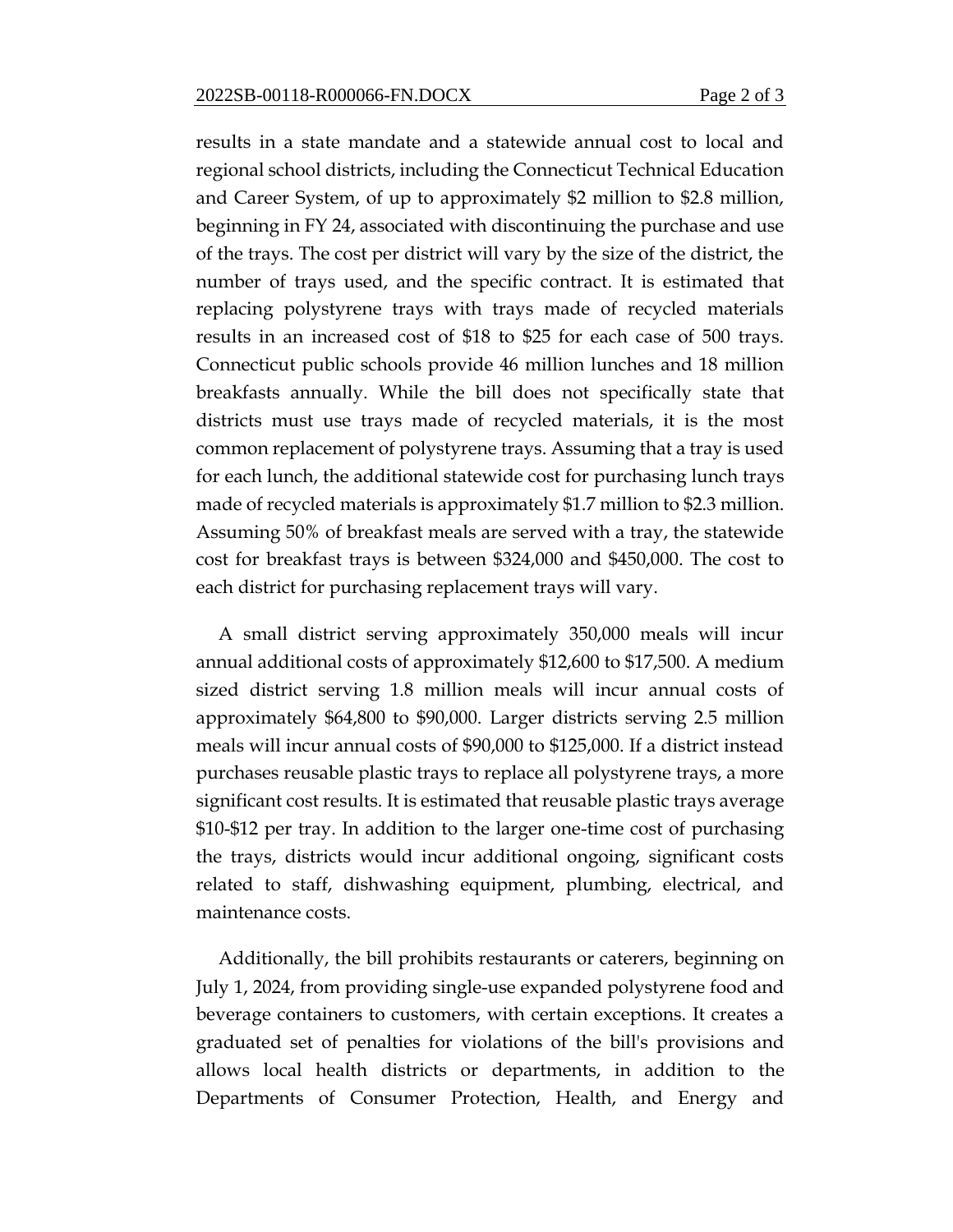results in a state mandate and a statewide annual cost to local and regional school districts, including the Connecticut Technical Education and Career System, of up to approximately $2 million to $2.8 million, beginning in FY 24, associated with discontinuing the purchase and use of the trays. The cost per district will vary by the size of the district, the number of trays used, and the specific contract. It is estimated that replacing polystyrene trays with trays made of recycled materials results in an increased cost of $18 to $25 for each case of 500 trays. Connecticut public schools provide 46 million lunches and 18 million breakfasts annually. While the bill does not specifically state that districts must use trays made of recycled materials, it is the most common replacement of polystyrene trays. Assuming that a tray is used for each lunch, the additional statewide cost for purchasing lunch trays made of recycled materials is approximately $1.7 million to $2.3 million. Assuming 50% of breakfast meals are served with a tray, the statewide cost for breakfast trays is between $324,000 and $450,000. The cost to each district for purchasing replacement trays will vary.

A small district serving approximately 350,000 meals will incur annual additional costs of approximately $12,600 to $17,500. A medium sized district serving 1.8 million meals will incur annual costs of approximately $64,800 to $90,000. Larger districts serving 2.5 million meals will incur annual costs of $90,000 to $125,000. If a district instead purchases reusable plastic trays to replace all polystyrene trays, a more significant cost results. It is estimated that reusable plastic trays average $10-$12 per tray. In addition to the larger one-time cost of purchasing the trays, districts would incur additional ongoing, significant costs related to staff, dishwashing equipment, plumbing, electrical, and maintenance costs.

Additionally, the bill prohibits restaurants or caterers, beginning on July 1, 2024, from providing single-use expanded polystyrene food and beverage containers to customers, with certain exceptions. It creates a graduated set of penalties for violations of the bill's provisions and allows local health districts or departments, in addition to the Departments of Consumer Protection, Health, and Energy and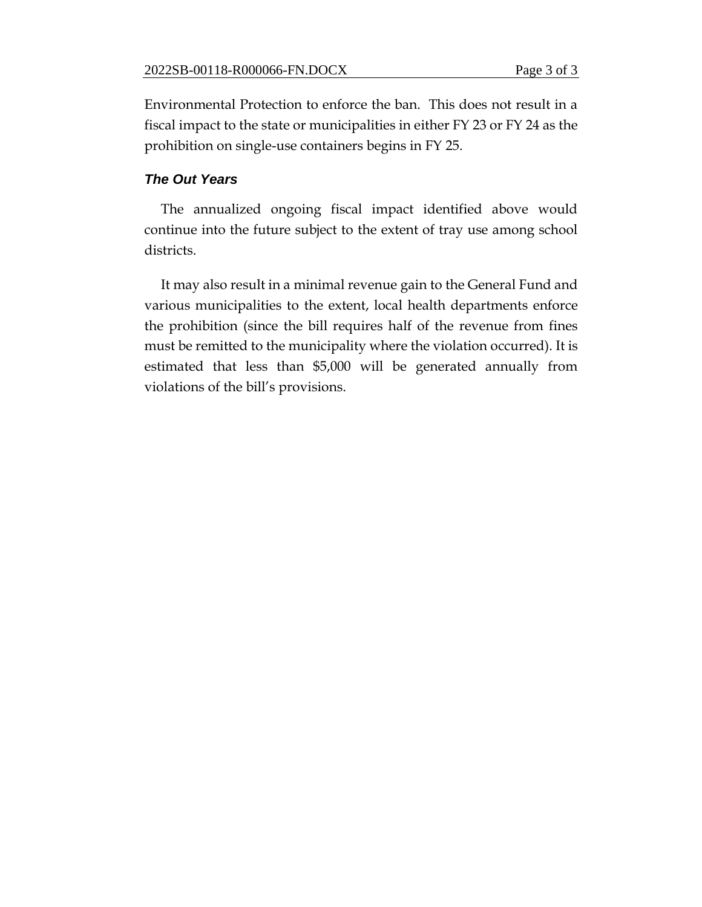Environmental Protection to enforce the ban. This does not result in a fiscal impact to the state or municipalities in either FY 23 or FY 24 as the prohibition on single-use containers begins in FY 25.

### *The Out Years*

The annualized ongoing fiscal impact identified above would continue into the future subject to the extent of tray use among school districts.

It may also result in a minimal revenue gain to the General Fund and various municipalities to the extent, local health departments enforce the prohibition (since the bill requires half of the revenue from fines must be remitted to the municipality where the violation occurred). It is estimated that less than $5,000 will be generated annually from violations of the bill's provisions.